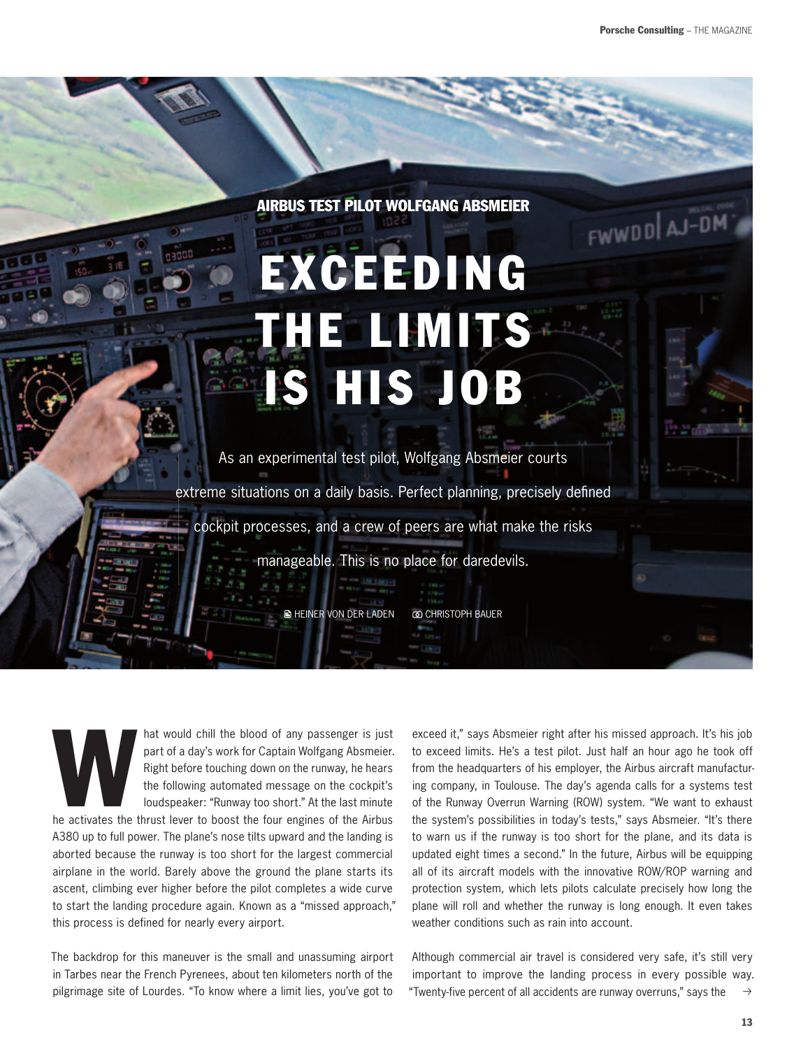AIRBUS TEST PILOT WOLFGANG ABSMEIER

# EXCEEDING THE LIMITS IS HIS JOB

As an experimental test pilot, Wolfgang Absmeier courts extreme situations on a daily basis. Perfect planning, precisely defined cockpit processes, and a crew of peers are what make the risks manageable. This is no place for daredevils.

HEINER VON DER LADEN CHRISTOPH BAUER

What would chill the blood of any passenger is just part of a day's work for Captain Wolfgang Absmeier. Right before touching down on the runway, he hears the following automated message on the cockpit's loudspeaker: "Runway too short." At the last minute he activates the thrust lever to boost the four engines of the Airbus A380 up to full power. The plane's nose tilts upward and the landing is aborted because the runway is too short for the largest commercial airplane in the world. Barely above the ground the plane starts its ascent, climbing ever higher before the pilot completes a wide curve to start the landing procedure again. Known as a "missed approach," this process is defined for nearly every airport.

The backdrop for this maneuver is the small and unassuming airport in Tarbes near the French Pyrenees, about ten kilometers north of the pilgrimage site of Lourdes. "To know where a limit lies, you've got to exceed it," says Absmeier right after his missed approach. It's his job to exceed limits. He's a test pilot. Just half an hour ago he took off from the headquarters of his employer, the Airbus aircraft manufacturing company, in Toulouse. The day's agenda calls for a systems test of the Runway Overrun Warning (ROW) system. "We want to exhaust the system's possibilities in today's tests," says Absmeier. "It's there to warn us if the runway is too short for the plane, and its data is updated eight times a second." In the future, Airbus will be equipping all of its aircraft models with the innovative ROW/ROP warning and protection system, which lets pilots calculate precisely how long the plane will roll and whether the runway is long enough. It even takes weather conditions such as rain into account.

Although commercial air travel is considered very safe, it's still very important to improve the landing process in every possible way. "Twenty-five percent of all accidents are runway overruns," says the →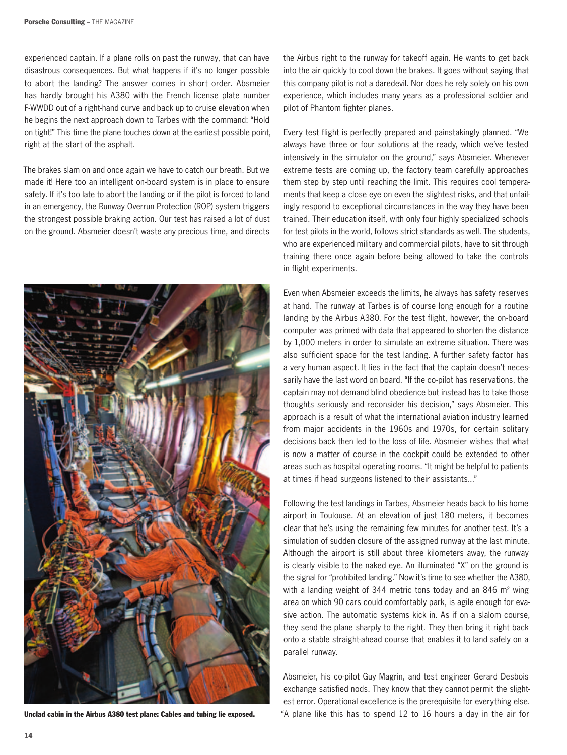experienced captain. If a plane rolls on past the runway, that can have disastrous consequences. But what happens if it's no longer possible to abort the landing? The answer comes in short order. Absmeier has hardly brought his A380 with the French license plate number F-WWDD out of a right-hand curve and back up to cruise elevation when he begins the next approach down to Tarbes with the command: "Hold on tight!" This time the plane touches down at the earliest possible point, right at the start of the asphalt.

The brakes slam on and once again we have to catch our breath. But we made it! Here too an intelligent on-board system is in place to ensure safety. If it's too late to abort the landing or if the pilot is forced to land in an emergency, the Runway Overrun Protection (ROP) system triggers the strongest possible braking action. Our test has raised a lot of dust on the ground. Absmeier doesn't waste any precious time, and directs the Airbus right to the runway for takeoff again. He wants to get back into the air quickly to cool down the brakes. It goes without saying that this company pilot is not a daredevil. Nor does he rely solely on his own experience, which includes many years as a professional soldier and pilot of Phantom fighter planes.

Unclad cabin in the Airbus A380 test plane: Cables and tubing lie exposed.

Every test flight is perfectly prepared and painstakingly planned. "We always have three or four solutions at the ready, which we've tested intensively in the simulator on the ground," says Absmeier. Whenever extreme tests are coming up, the factory team carefully approaches them step by step until reaching the limit. This requires cool temperaments that keep a close eye on even the slightest risks, and that unfailingly respond to exceptional circumstances in the way they have been trained. Their education itself, with only four highly specialized schools for test pilots in the world, follows strict standards as well. The students, who are experienced military and commercial pilots, have to sit through training there once again before being allowed to take the controls in flight experiments.

Even when Absmeier exceeds the limits, he always has safety reserves at hand. The runway at Tarbes is of course long enough for a routine landing by the Airbus A380. For the test flight, however, the on-board computer was primed with data that appeared to shorten the distance by 1,000 meters in order to simulate an extreme situation. There was also sufficient space for the test landing. A further safety factor has a very human aspect. It lies in the fact that the captain doesn't necessarily have the last word on board. "If the co-pilot has reservations, the captain may not demand blind obedience but instead has to take those thoughts seriously and reconsider his decision," says Absmeier. This approach is a result of what the international aviation industry learned from major accidents in the 1960s and 1970s, for certain solitary decisions back then led to the loss of life. Absmeier wishes that what is now a matter of course in the cockpit could be extended to other areas such as hospital operating rooms. "It might be helpful to patients at times if head surgeons listened to their assistants..."

Following the test landings in Tarbes, Absmeier heads back to his home airport in Toulouse. At an elevation of just 180 meters, it becomes clear that he's using the remaining few minutes for another test. It's a simulation of sudden closure of the assigned runway at the last minute. Although the airport is still about three kilometers away, the runway is clearly visible to the naked eye. An illuminated "X" on the ground is the signal for "prohibited landing." Now it's time to see whether the A380, with a landing weight of 344 metric tons today and an 846 $m^2$ wing area on which 90 cars could comfortably park, is agile enough for evasive action. The automatic systems kick in. As if on a slalom course, they send the plane sharply to the right. They then bring it right back onto a stable straight-ahead course that enables it to land safely on a parallel runway.

Absmeier, his co-pilot Guy Magrin, and test engineer Gerard Desbois exchange satisfied nods. They know that they cannot permit the slightest error. Operational excellence is the prerequisite for everything else. "A plane like this has to spend 12 to 16 hours a day in the air for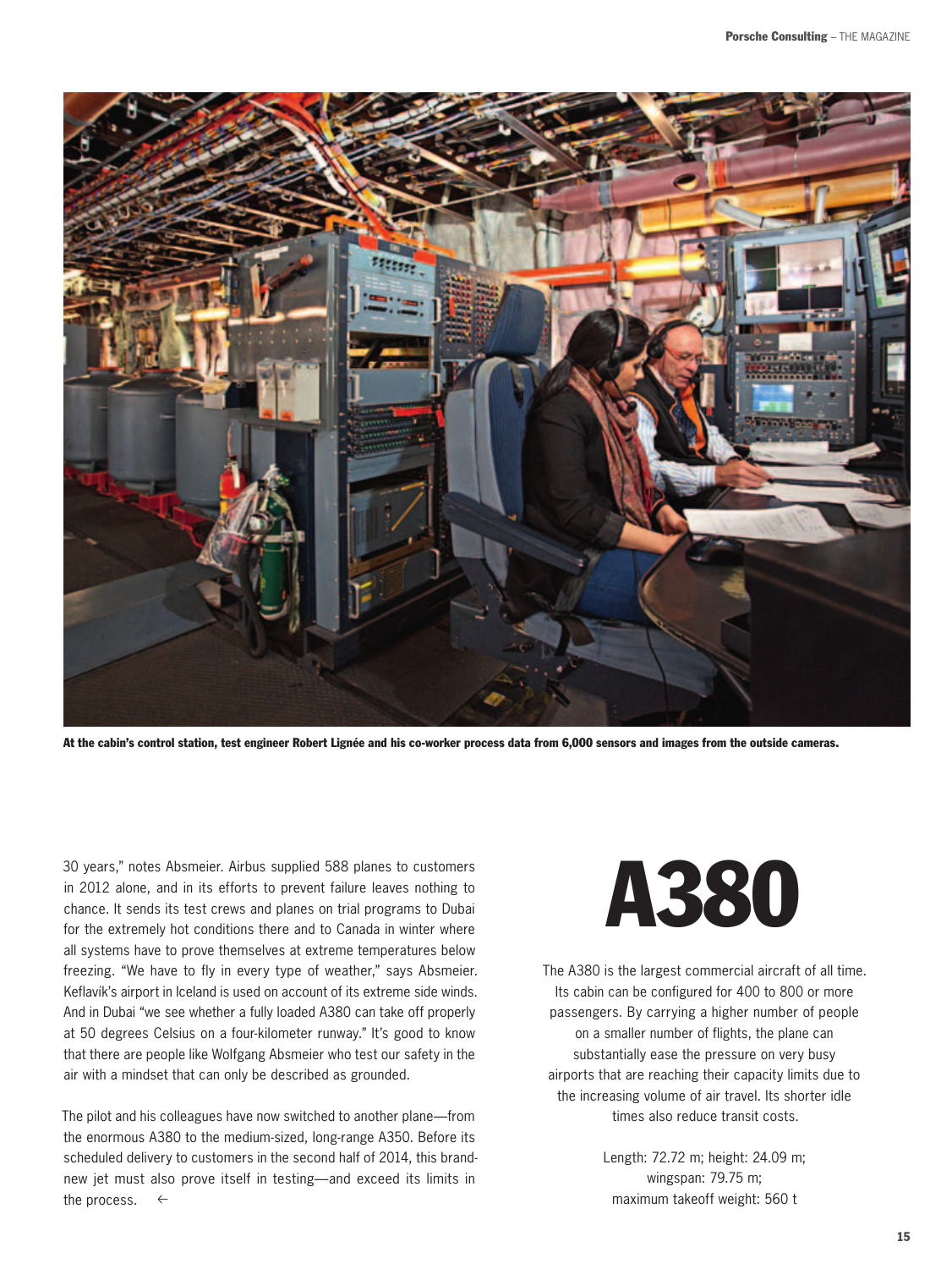At the cabin's control station, test engineer Robert Lignée and his co-worker process data from 6,000 sensors and images from the outside cameras.

30 years," notes Absmeier. Airbus supplied 588 planes to customers in 2012 alone, and in its efforts to prevent failure leaves nothing to chance. It sends its test crews and planes on trial programs to Dubai for the extremely hot conditions there and to Canada in winter where all systems have to prove themselves at extreme temperatures below freezing. "We have to fly in every type of weather," says Absmeier. Keflavík's airport in Iceland is used on account of its extreme side winds. And in Dubai "we see whether a fully loaded A380 can take off properly at 50 degrees Celsius on a four-kilometer runway." It's good to know that there are people like Wolfgang Absmeier who test our safety in the air with a mindset that can only be described as grounded.

The pilot and his colleagues have now switched to another plane—from the enormous A380 to the medium-sized, long-range A350. Before its scheduled delivery to customers in the second half of 2014, this brand-new jet must also prove itself in testing—and exceed its limits in the process. ←

# A380

The A380 is the largest commercial aircraft of all time. Its cabin can be configured for 400 to 800 or more passengers. By carrying a higher number of people on a smaller number of flights, the plane can substantially ease the pressure on very busy airports that are reaching their capacity limits due to the increasing volume of air travel. Its shorter idle times also reduce transit costs.

Length: 72.72 m; height: 24.09 m;
wingspan: 79.75 m;
maximum takeoff weight: 560 t